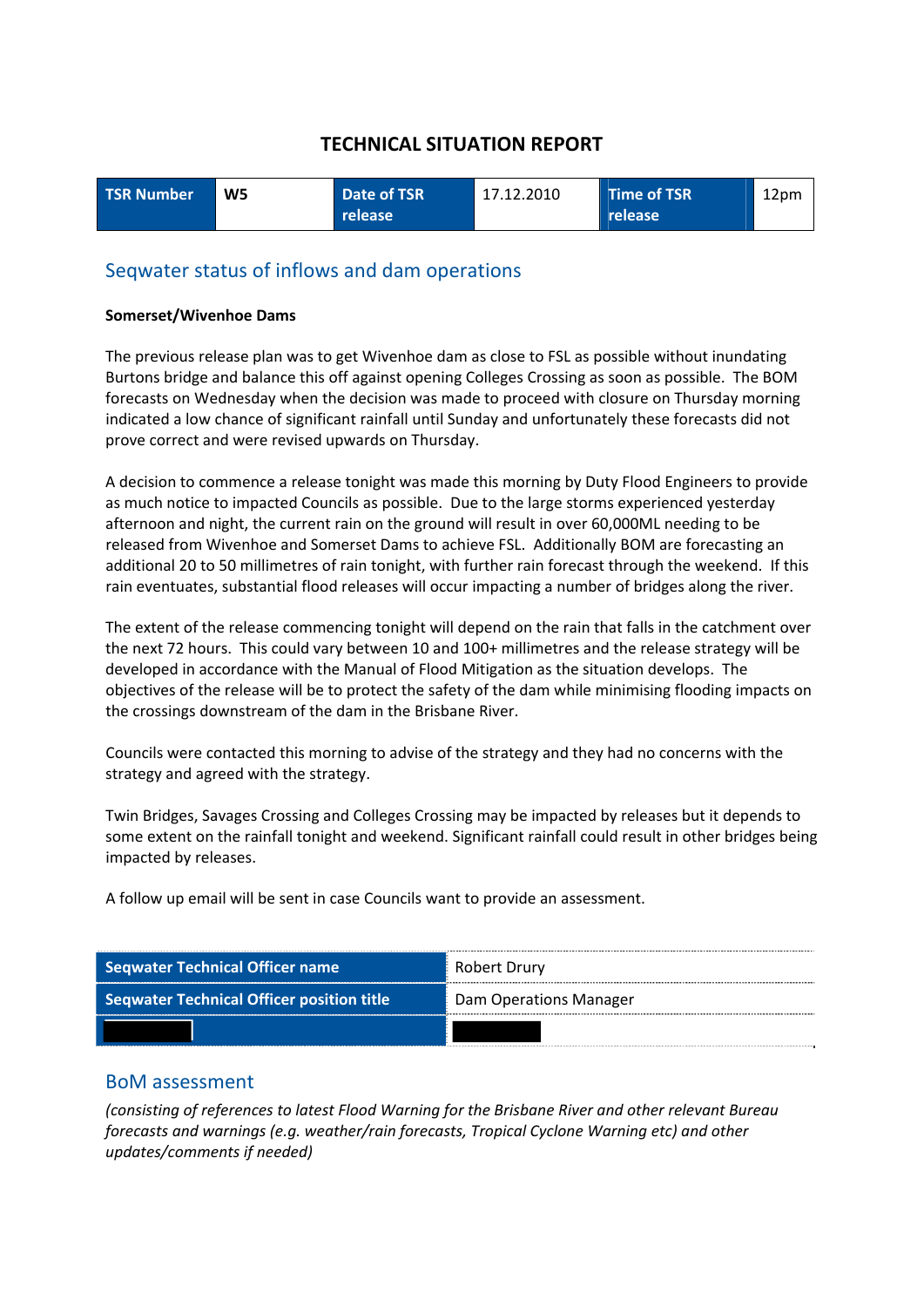# TECHNICAL SITUATION REPORT

| TSR Number | W5 | Date of TSR release | 17.12.2010 | Time of TSR release | 12pm |
|---|---|---|---|---|---|

## Seqwater status of inflows and dam operations

**Somerset/Wivenhoe Dams**

The previous release plan was to get Wivenhoe dam as close to FSL as possible without inundating Burtons bridge and balance this off against opening Colleges Crossing as soon as possible. The BOM forecasts on Wednesday when the decision was made to proceed with closure on Thursday morning indicated a low chance of significant rainfall until Sunday and unfortunately these forecasts did not prove correct and were revised upwards on Thursday.

A decision to commence a release tonight was made this morning by Duty Flood Engineers to provide as much notice to impacted Councils as possible. Due to the large storms experienced yesterday afternoon and night, the current rain on the ground will result in over 60,000ML needing to be released from Wivenhoe and Somerset Dams to achieve FSL. Additionally BOM are forecasting an additional 20 to 50 millimetres of rain tonight, with further rain forecast through the weekend. If this rain eventuates, substantial flood releases will occur impacting a number of bridges along the river.

The extent of the release commencing tonight will depend on the rain that falls in the catchment over the next 72 hours. This could vary between 10 and 100+ millimetres and the release strategy will be developed in accordance with the Manual of Flood Mitigation as the situation develops. The objectives of the release will be to protect the safety of the dam while minimising flooding impacts on the crossings downstream of the dam in the Brisbane River.

Councils were contacted this morning to advise of the strategy and they had no concerns with the strategy and agreed with the strategy.

Twin Bridges, Savages Crossing and Colleges Crossing may be impacted by releases but it depends to some extent on the rainfall tonight and weekend. Significant rainfall could result in other bridges being impacted by releases.

A follow up email will be sent in case Councils want to provide an assessment.

| Seqwater Technical Officer name | Robert Drury |
|---|---|
| Seqwater Technical Officer position title | Dam Operations Manager |
| [redacted] | [redacted] |

## BoM assessment

*(consisting of references to latest Flood Warning for the Brisbane River and other relevant Bureau forecasts and warnings (e.g. weather/rain forecasts, Tropical Cyclone Warning etc) and other updates/comments if needed)*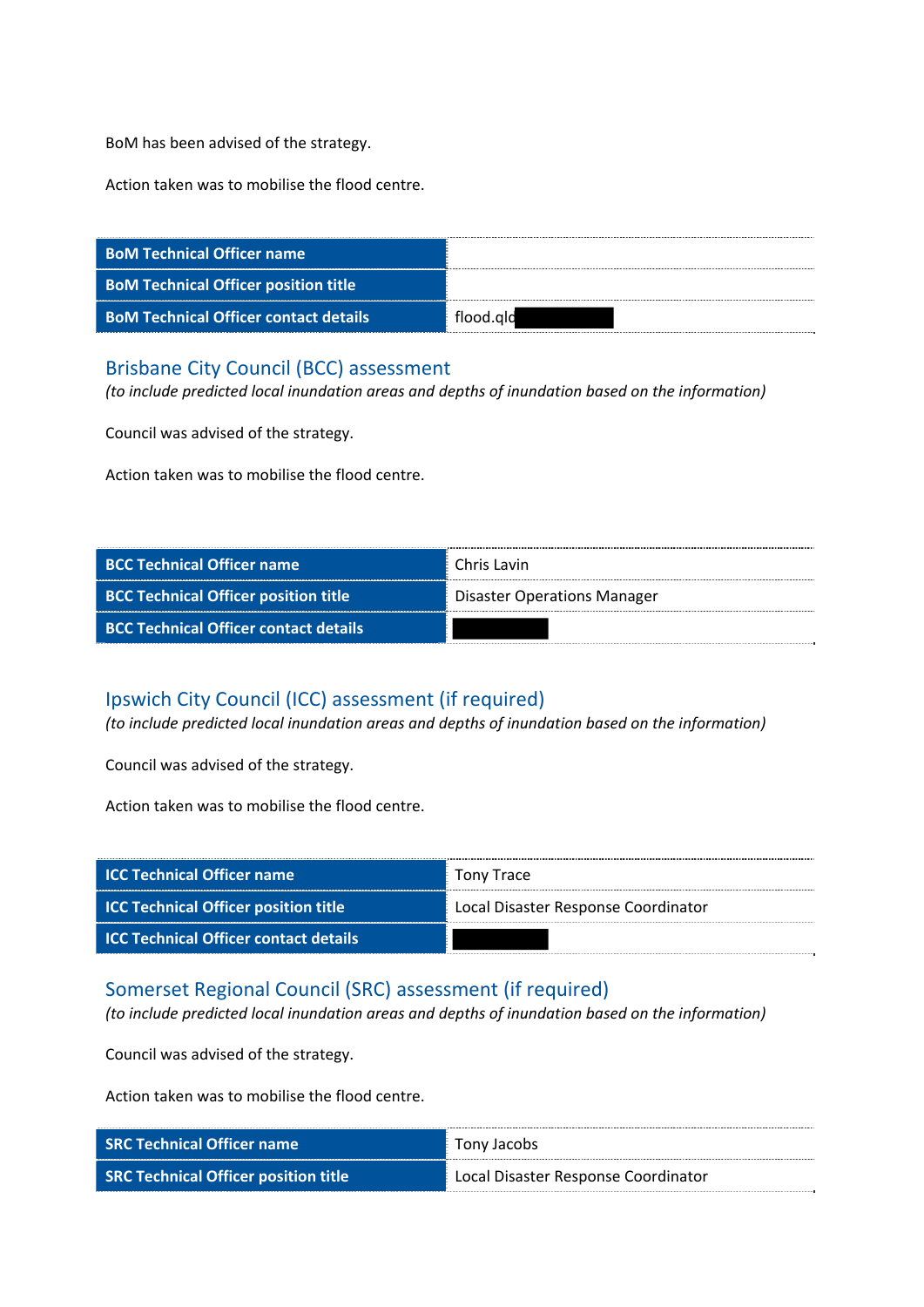BoM has been advised of the strategy.

Action taken was to mobilise the flood centre.

| BoM Technical Officer name | |
|---|---|
| BoM Technical Officer position title | |
| BoM Technical Officer contact details | flood.qld |

## Brisbane City Council (BCC) assessment

*(to include predicted local inundation areas and depths of inundation based on the information)*

Council was advised of the strategy.

Action taken was to mobilise the flood centre.

| BCC Technical Officer name | Chris Lavin |
|---|---|
| BCC Technical Officer position title | Disaster Operations Manager |
| BCC Technical Officer contact details | |

## Ipswich City Council (ICC) assessment (if required)

*(to include predicted local inundation areas and depths of inundation based on the information)*

Council was advised of the strategy.

Action taken was to mobilise the flood centre.

| ICC Technical Officer name | Tony Trace |
|---|---|
| ICC Technical Officer position title | Local Disaster Response Coordinator |
| ICC Technical Officer contact details | |

## Somerset Regional Council (SRC) assessment (if required)

*(to include predicted local inundation areas and depths of inundation based on the information)*

Council was advised of the strategy.

Action taken was to mobilise the flood centre.

| SRC Technical Officer name | Tony Jacobs |
|---|---|
| SRC Technical Officer position title | Local Disaster Response Coordinator |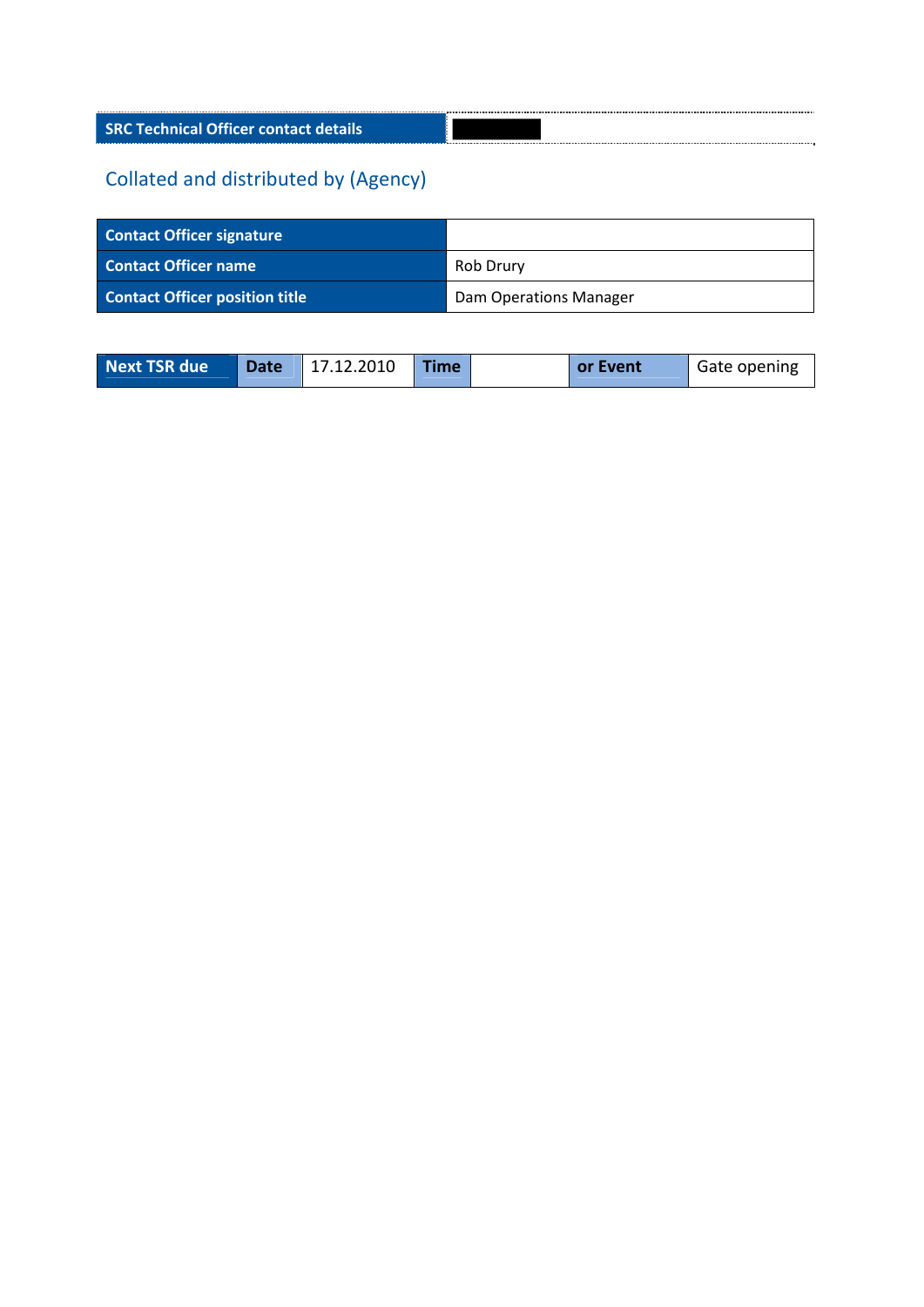| SRC Technical Officer contact details | |
|---|---|

## Collated and distributed by (Agency)

| Contact Officer signature | |
|---|---|
| Contact Officer name | Rob Drury |
| Contact Officer position title | Dam Operations Manager |

| Next TSR due | Date | 17.12.2010 | Time | | or Event | Gate opening |
|---|---|---|---|---|---|---|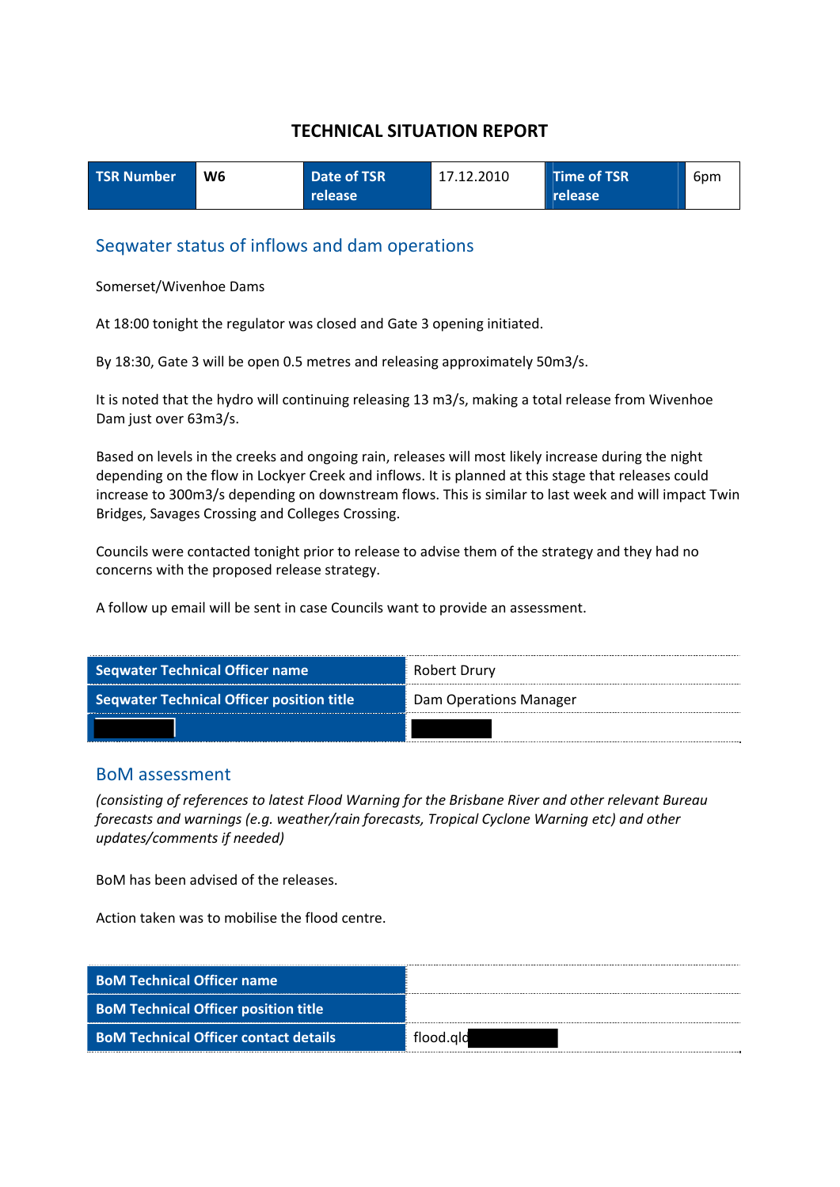# TECHNICAL SITUATION REPORT

| TSR Number | W6 | Date of TSR release | 17.12.2010 | Time of TSR release | 6pm |
|---|---|---|---|---|---|

## Seqwater status of inflows and dam operations

Somerset/Wivenhoe Dams

At 18:00 tonight the regulator was closed and Gate 3 opening initiated.

By 18:30, Gate 3 will be open 0.5 metres and releasing approximately 50m3/s.

It is noted that the hydro will continuing releasing 13 m3/s, making a total release from Wivenhoe Dam just over 63m3/s.

Based on levels in the creeks and ongoing rain, releases will most likely increase during the night depending on the flow in Lockyer Creek and inflows. It is planned at this stage that releases could increase to 300m3/s depending on downstream flows. This is similar to last week and will impact Twin Bridges, Savages Crossing and Colleges Crossing.

Councils were contacted tonight prior to release to advise them of the strategy and they had no concerns with the proposed release strategy.

A follow up email will be sent in case Councils want to provide an assessment.

| Seqwater Technical Officer name | Robert Drury |
|---|---|
| Seqwater Technical Officer position title | Dam Operations Manager |
| | |

## BoM assessment

*(consisting of references to latest Flood Warning for the Brisbane River and other relevant Bureau forecasts and warnings (e.g. weather/rain forecasts, Tropical Cyclone Warning etc) and other updates/comments if needed)*

BoM has been advised of the releases.

Action taken was to mobilise the flood centre.

| BoM Technical Officer name | |
|---|---|
| BoM Technical Officer position title | |
| BoM Technical Officer contact details | flood.qld |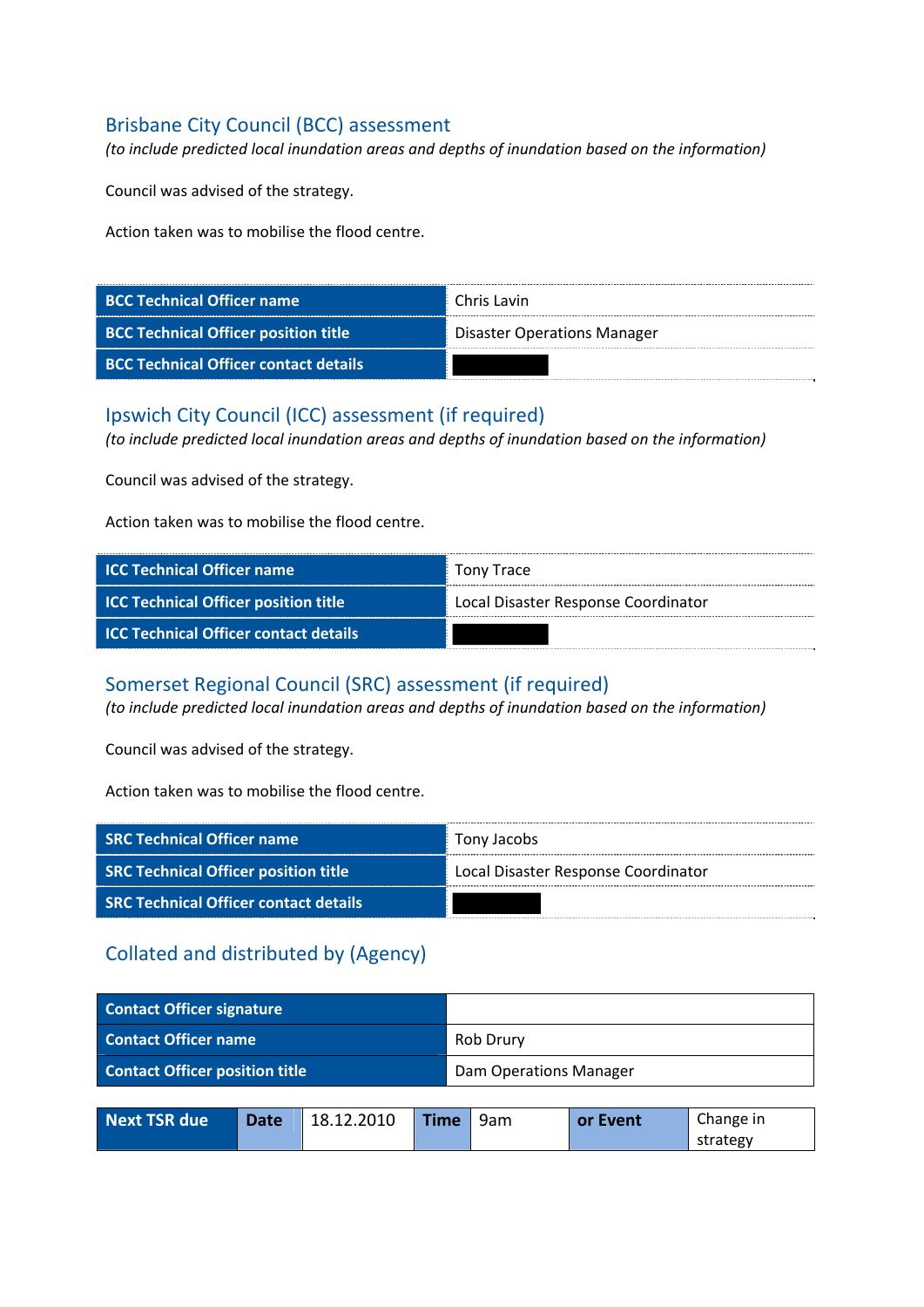## Brisbane City Council (BCC) assessment

*(to include predicted local inundation areas and depths of inundation based on the information)*

Council was advised of the strategy.

Action taken was to mobilise the flood centre.

| BCC Technical Officer name | Chris Lavin |
|---|---|
| BCC Technical Officer position title | Disaster Operations Manager |
| BCC Technical Officer contact details | |

## Ipswich City Council (ICC) assessment (if required)

*(to include predicted local inundation areas and depths of inundation based on the information)*

Council was advised of the strategy.

Action taken was to mobilise the flood centre.

| ICC Technical Officer name | Tony Trace |
|---|---|
| ICC Technical Officer position title | Local Disaster Response Coordinator |
| ICC Technical Officer contact details | |

## Somerset Regional Council (SRC) assessment (if required)

*(to include predicted local inundation areas and depths of inundation based on the information)*

Council was advised of the strategy.

Action taken was to mobilise the flood centre.

| SRC Technical Officer name | Tony Jacobs |
|---|---|
| SRC Technical Officer position title | Local Disaster Response Coordinator |
| SRC Technical Officer contact details | |

## Collated and distributed by (Agency)

| Contact Officer signature | |
|---|---|
| Contact Officer name | Rob Drury |
| Contact Officer position title | Dam Operations Manager |

| Next TSR due | Date | 18.12.2010 | Time | 9am | or Event | Change in strategy |
|---|---|---|---|---|---|---|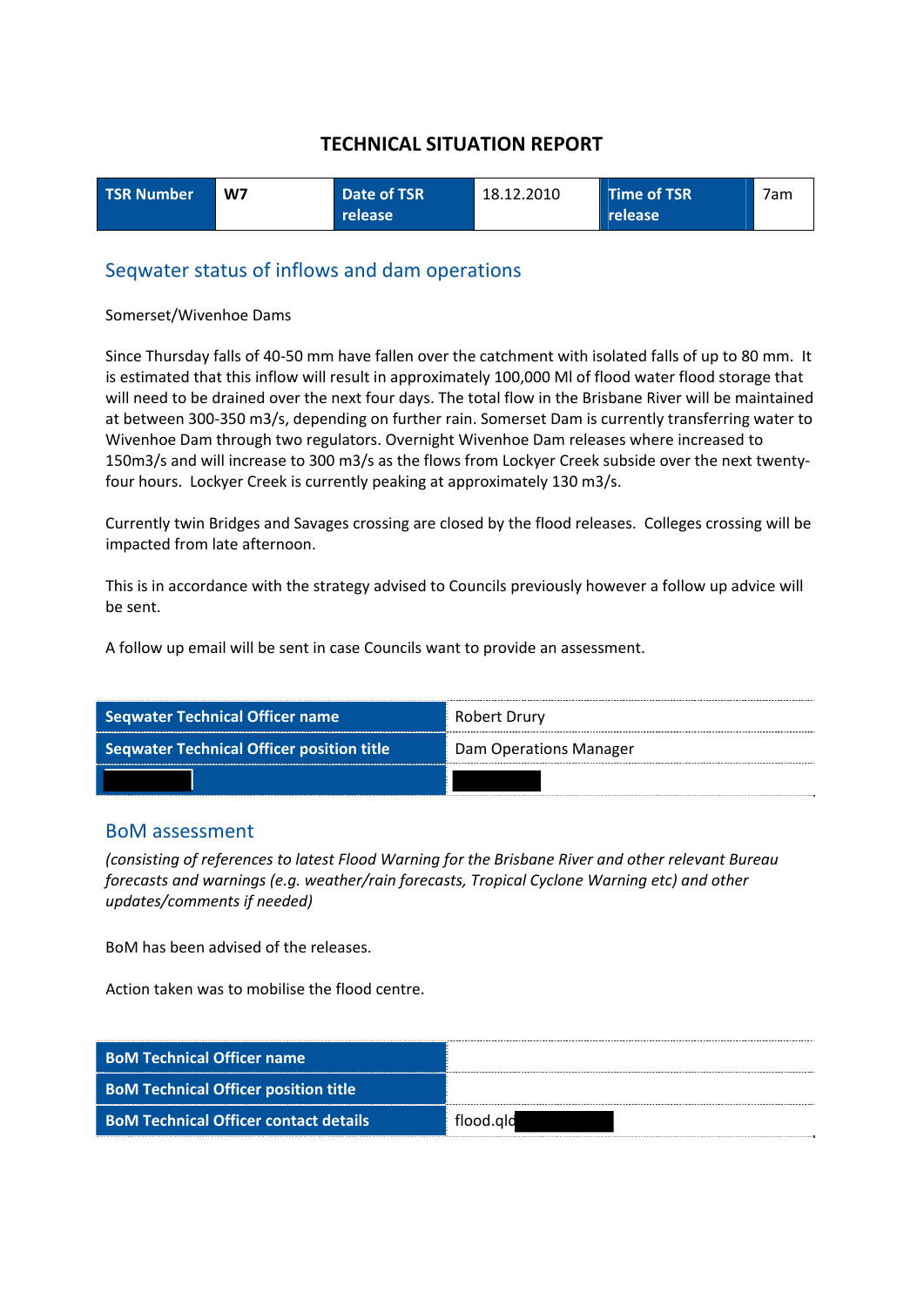# TECHNICAL SITUATION REPORT

| TSR Number | W7 | Date of TSR release | 18.12.2010 | Time of TSR release | 7am |
|---|---|---|---|---|---|

## Seqwater status of inflows and dam operations

Somerset/Wivenhoe Dams

Since Thursday falls of 40-50 mm have fallen over the catchment with isolated falls of up to 80 mm. It is estimated that this inflow will result in approximately 100,000 Ml of flood water flood storage that will need to be drained over the next four days. The total flow in the Brisbane River will be maintained at between 300-350 m3/s, depending on further rain. Somerset Dam is currently transferring water to Wivenhoe Dam through two regulators. Overnight Wivenhoe Dam releases where increased to 150m3/s and will increase to 300 m3/s as the flows from Lockyer Creek subside over the next twenty-four hours. Lockyer Creek is currently peaking at approximately 130 m3/s.

Currently twin Bridges and Savages crossing are closed by the flood releases. Colleges crossing will be impacted from late afternoon.

This is in accordance with the strategy advised to Councils previously however a follow up advice will be sent.

A follow up email will be sent in case Councils want to provide an assessment.

| Seqwater Technical Officer name | Robert Drury |
|---|---|
| Seqwater Technical Officer position title | Dam Operations Manager |
| [redacted] | [redacted] |

## BoM assessment

*(consisting of references to latest Flood Warning for the Brisbane River and other relevant Bureau forecasts and warnings (e.g. weather/rain forecasts, Tropical Cyclone Warning etc) and other updates/comments if needed)*

BoM has been advised of the releases.

Action taken was to mobilise the flood centre.

| BoM Technical Officer name | |
|---|---|
| BoM Technical Officer position title | |
| BoM Technical Officer contact details | flood.qld[redacted] |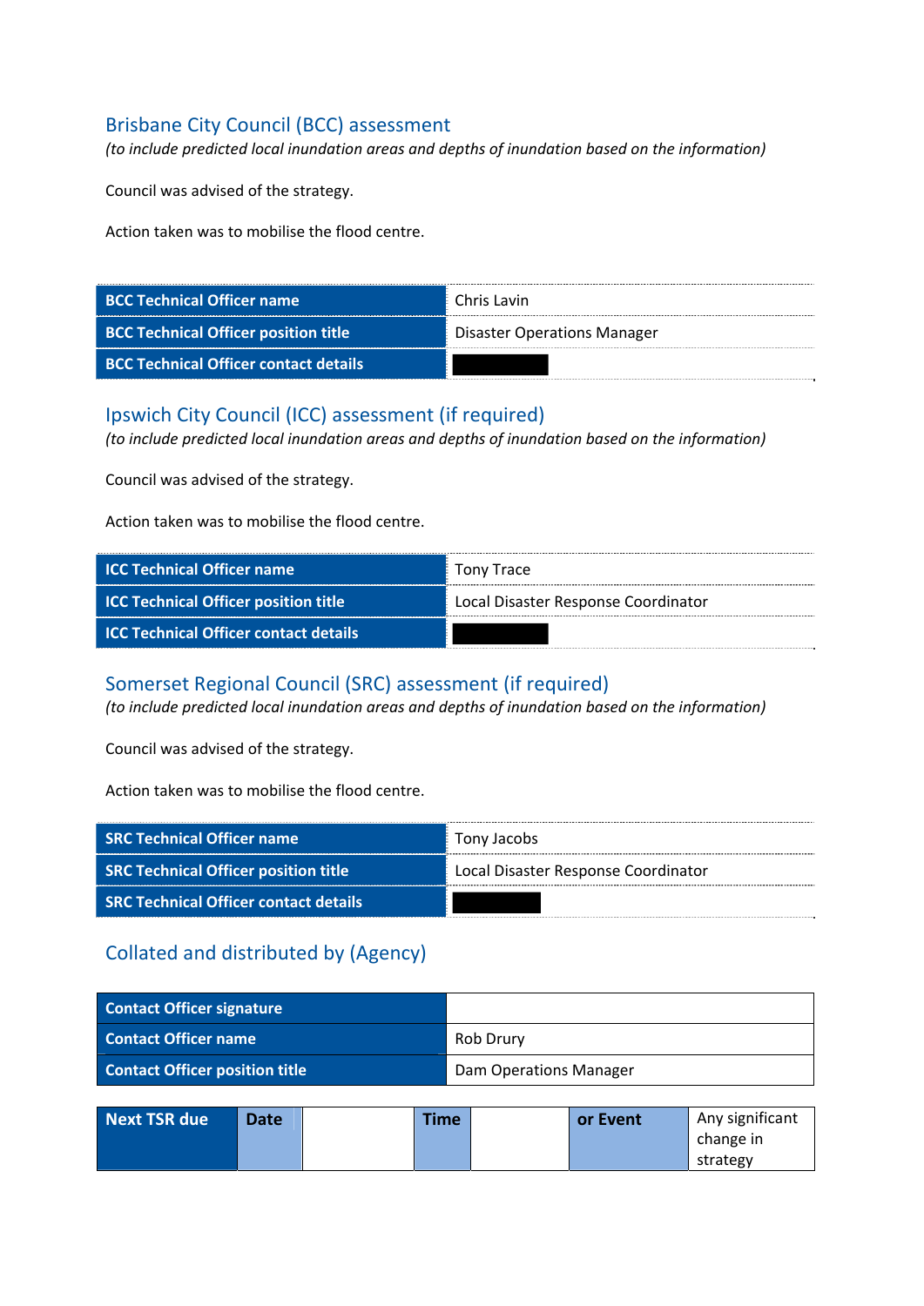## Brisbane City Council (BCC) assessment

*(to include predicted local inundation areas and depths of inundation based on the information)*

Council was advised of the strategy.

Action taken was to mobilise the flood centre.

| | |
|---|---|
| **BCC Technical Officer name** | Chris Lavin |
| **BCC Technical Officer position title** | Disaster Operations Manager |
| **BCC Technical Officer contact details** | |

## Ipswich City Council (ICC) assessment (if required)

*(to include predicted local inundation areas and depths of inundation based on the information)*

Council was advised of the strategy.

Action taken was to mobilise the flood centre.

| | |
|---|---|
| **ICC Technical Officer name** | Tony Trace |
| **ICC Technical Officer position title** | Local Disaster Response Coordinator |
| **ICC Technical Officer contact details** | |

## Somerset Regional Council (SRC) assessment (if required)

*(to include predicted local inundation areas and depths of inundation based on the information)*

Council was advised of the strategy.

Action taken was to mobilise the flood centre.

| | |
|---|---|
| **SRC Technical Officer name** | Tony Jacobs |
| **SRC Technical Officer position title** | Local Disaster Response Coordinator |
| **SRC Technical Officer contact details** | |

## Collated and distributed by (Agency)

| | |
|---|---|
| **Contact Officer signature** | |
| **Contact Officer name** | Rob Drury |
| **Contact Officer position title** | Dam Operations Manager |

| **Next TSR due** | **Date** | | **Time** | | **or Event** | Any significant change in strategy |
|---|---|---|---|---|---|---|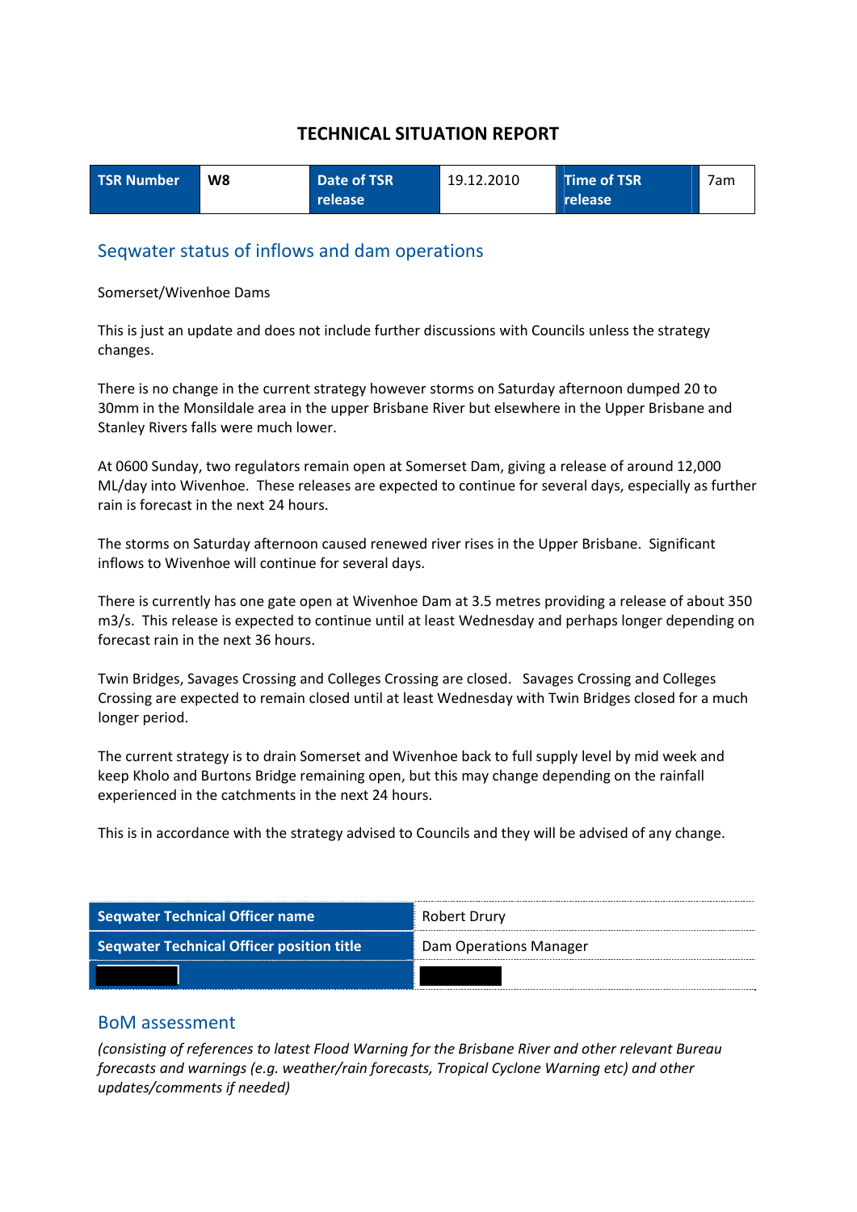# TECHNICAL SITUATION REPORT

| TSR Number | W8 | Date of TSR release | 19.12.2010 | Time of TSR release | 7am |
|---|---|---|---|---|---|

## Seqwater status of inflows and dam operations

Somerset/Wivenhoe Dams

This is just an update and does not include further discussions with Councils unless the strategy changes.

There is no change in the current strategy however storms on Saturday afternoon dumped 20 to 30mm in the Monsildale area in the upper Brisbane River but elsewhere in the Upper Brisbane and Stanley Rivers falls were much lower.

At 0600 Sunday, two regulators remain open at Somerset Dam, giving a release of around 12,000 ML/day into Wivenhoe. These releases are expected to continue for several days, especially as further rain is forecast in the next 24 hours.

The storms on Saturday afternoon caused renewed river rises in the Upper Brisbane. Significant inflows to Wivenhoe will continue for several days.

There is currently has one gate open at Wivenhoe Dam at 3.5 metres providing a release of about 350 m3/s. This release is expected to continue until at least Wednesday and perhaps longer depending on forecast rain in the next 36 hours.

Twin Bridges, Savages Crossing and Colleges Crossing are closed. Savages Crossing and Colleges Crossing are expected to remain closed until at least Wednesday with Twin Bridges closed for a much longer period.

The current strategy is to drain Somerset and Wivenhoe back to full supply level by mid week and keep Kholo and Burtons Bridge remaining open, but this may change depending on the rainfall experienced in the catchments in the next 24 hours.

This is in accordance with the strategy advised to Councils and they will be advised of any change.

| Seqwater Technical Officer name | Robert Drury |
|---|---|
| Seqwater Technical Officer position title | Dam Operations Manager |
| [redacted] | [redacted] |

## BoM assessment

*(consisting of references to latest Flood Warning for the Brisbane River and other relevant Bureau forecasts and warnings (e.g. weather/rain forecasts, Tropical Cyclone Warning etc) and other updates/comments if needed)*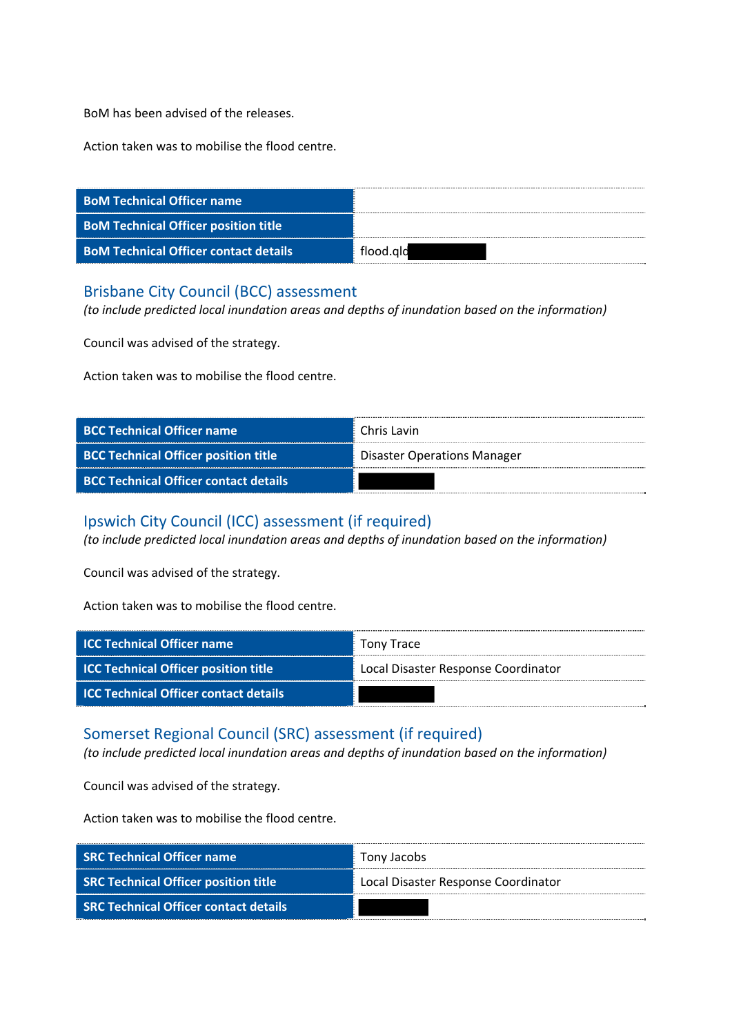BoM has been advised of the releases.

Action taken was to mobilise the flood centre.

| BoM Technical Officer name | |
|---|---|
| BoM Technical Officer position title | |
| BoM Technical Officer contact details | flood.qld |

## Brisbane City Council (BCC) assessment

*(to include predicted local inundation areas and depths of inundation based on the information)*

Council was advised of the strategy.

Action taken was to mobilise the flood centre.

| BCC Technical Officer name | Chris Lavin |
|---|---|
| BCC Technical Officer position title | Disaster Operations Manager |
| BCC Technical Officer contact details | |

## Ipswich City Council (ICC) assessment (if required)

*(to include predicted local inundation areas and depths of inundation based on the information)*

Council was advised of the strategy.

Action taken was to mobilise the flood centre.

| ICC Technical Officer name | Tony Trace |
|---|---|
| ICC Technical Officer position title | Local Disaster Response Coordinator |
| ICC Technical Officer contact details | |

## Somerset Regional Council (SRC) assessment (if required)

*(to include predicted local inundation areas and depths of inundation based on the information)*

Council was advised of the strategy.

Action taken was to mobilise the flood centre.

| SRC Technical Officer name | Tony Jacobs |
|---|---|
| SRC Technical Officer position title | Local Disaster Response Coordinator |
| SRC Technical Officer contact details | |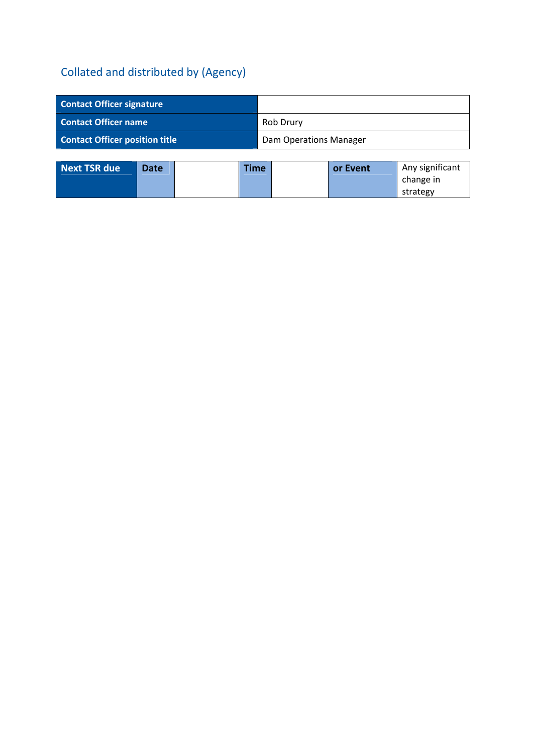## Collated and distributed by (Agency)

| Contact Officer signature | |
|---|---|
| Contact Officer name | Rob Drury |
| Contact Officer position title | Dam Operations Manager |

| Next TSR due | Date | | Time | | or Event | Any significant change in strategy |
|---|---|---|---|---|---|---|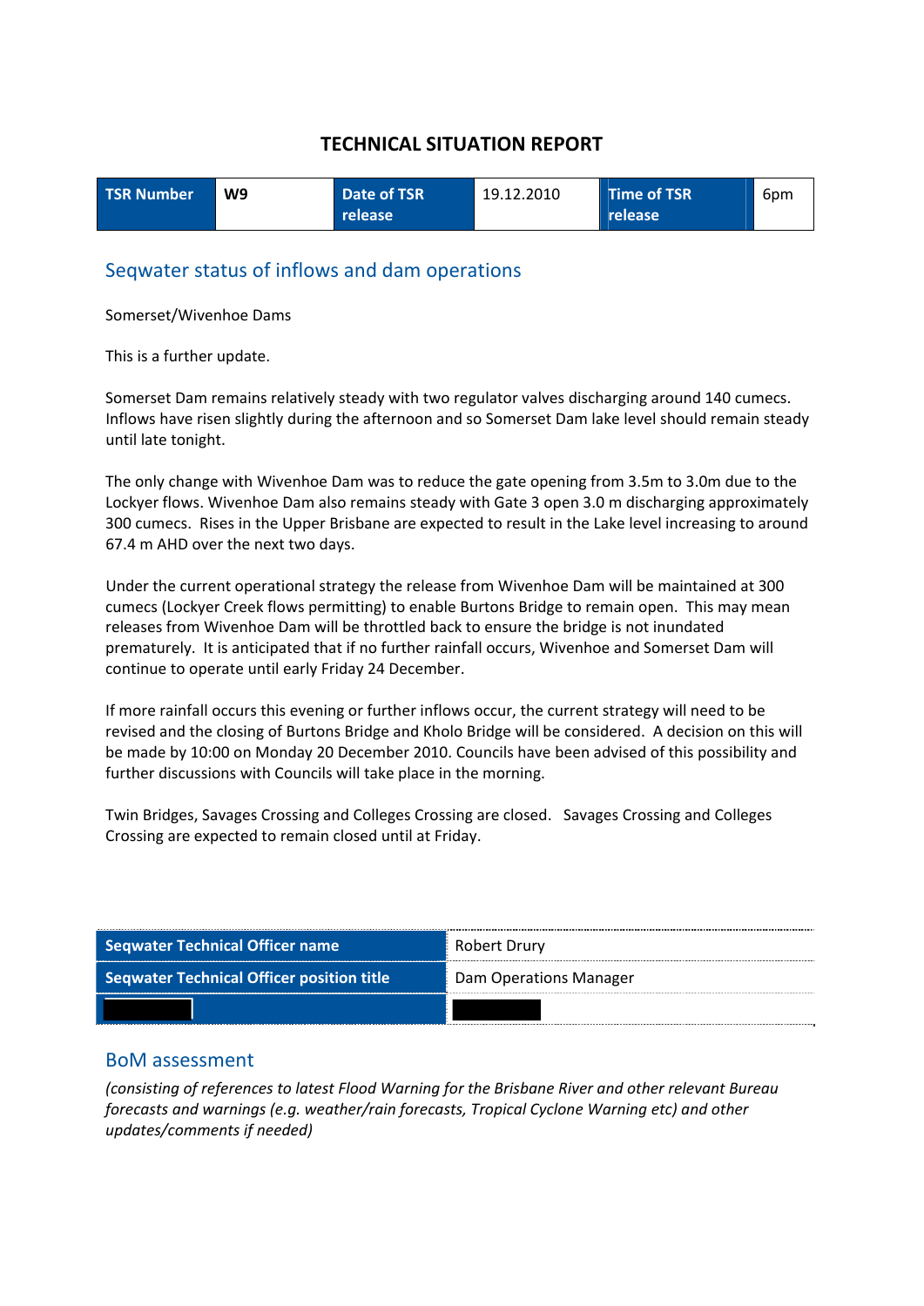# TECHNICAL SITUATION REPORT

| TSR Number | W9 | Date of TSR release | 19.12.2010 | Time of TSR release | 6pm |
|---|---|---|---|---|---|

## Seqwater status of inflows and dam operations

Somerset/Wivenhoe Dams

This is a further update.

Somerset Dam remains relatively steady with two regulator valves discharging around 140 cumecs. Inflows have risen slightly during the afternoon and so Somerset Dam lake level should remain steady until late tonight.

The only change with Wivenhoe Dam was to reduce the gate opening from 3.5m to 3.0m due to the Lockyer flows. Wivenhoe Dam also remains steady with Gate 3 open 3.0 m discharging approximately 300 cumecs. Rises in the Upper Brisbane are expected to result in the Lake level increasing to around 67.4 m AHD over the next two days.

Under the current operational strategy the release from Wivenhoe Dam will be maintained at 300 cumecs (Lockyer Creek flows permitting) to enable Burtons Bridge to remain open. This may mean releases from Wivenhoe Dam will be throttled back to ensure the bridge is not inundated prematurely. It is anticipated that if no further rainfall occurs, Wivenhoe and Somerset Dam will continue to operate until early Friday 24 December.

If more rainfall occurs this evening or further inflows occur, the current strategy will need to be revised and the closing of Burtons Bridge and Kholo Bridge will be considered. A decision on this will be made by 10:00 on Monday 20 December 2010. Councils have been advised of this possibility and further discussions with Councils will take place in the morning.

Twin Bridges, Savages Crossing and Colleges Crossing are closed. Savages Crossing and Colleges Crossing are expected to remain closed until at Friday.

| Seqwater Technical Officer name | Robert Drury |
|---|---|
| Seqwater Technical Officer position title | Dam Operations Manager |
| [redacted] | [redacted] |

## BoM assessment

*(consisting of references to latest Flood Warning for the Brisbane River and other relevant Bureau forecasts and warnings (e.g. weather/rain forecasts, Tropical Cyclone Warning etc) and other updates/comments if needed)*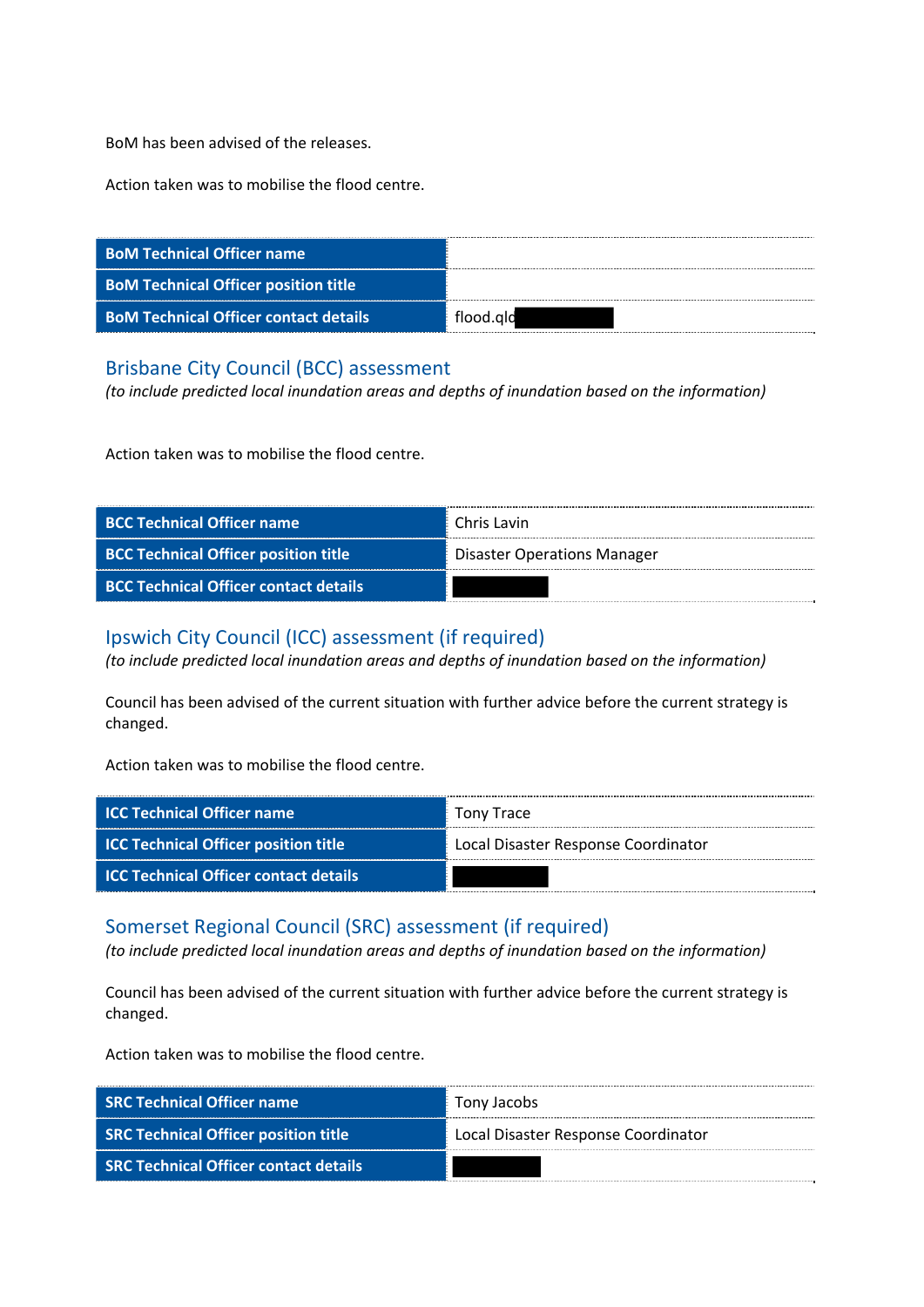BoM has been advised of the releases.

Action taken was to mobilise the flood centre.

| | |
|---|---|
| **BoM Technical Officer name** | |
| **BoM Technical Officer position title** | |
| **BoM Technical Officer contact details** | flood.qld |

## Brisbane City Council (BCC) assessment

*(to include predicted local inundation areas and depths of inundation based on the information)*

Action taken was to mobilise the flood centre.

| | |
|---|---|
| **BCC Technical Officer name** | Chris Lavin |
| **BCC Technical Officer position title** | Disaster Operations Manager |
| **BCC Technical Officer contact details** | |

## Ipswich City Council (ICC) assessment (if required)

*(to include predicted local inundation areas and depths of inundation based on the information)*

Council has been advised of the current situation with further advice before the current strategy is changed.

Action taken was to mobilise the flood centre.

| | |
|---|---|
| **ICC Technical Officer name** | Tony Trace |
| **ICC Technical Officer position title** | Local Disaster Response Coordinator |
| **ICC Technical Officer contact details** | |

## Somerset Regional Council (SRC) assessment (if required)

*(to include predicted local inundation areas and depths of inundation based on the information)*

Council has been advised of the current situation with further advice before the current strategy is changed.

Action taken was to mobilise the flood centre.

| | |
|---|---|
| **SRC Technical Officer name** | Tony Jacobs |
| **SRC Technical Officer position title** | Local Disaster Response Coordinator |
| **SRC Technical Officer contact details** | |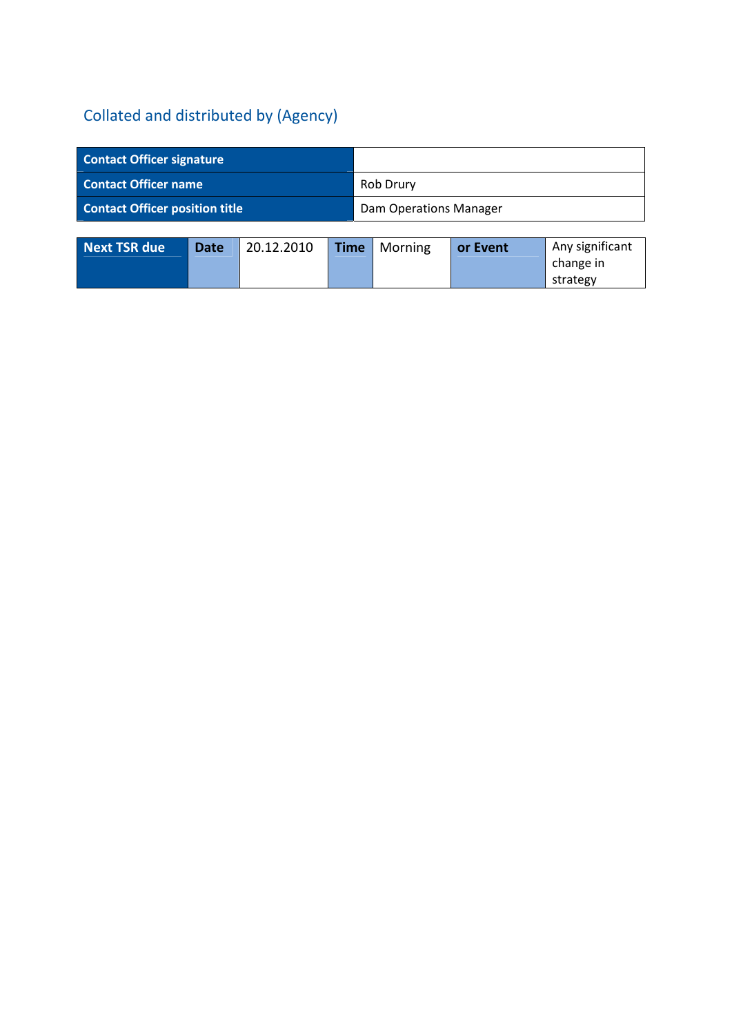## Collated and distributed by (Agency)

| Contact Officer signature | |
|---|---|
| Contact Officer name | Rob Drury |
| Contact Officer position title | Dam Operations Manager |

| Next TSR due | Date | 20.12.2010 | Time | Morning | or Event | Any significant change in strategy |
|---|---|---|---|---|---|---|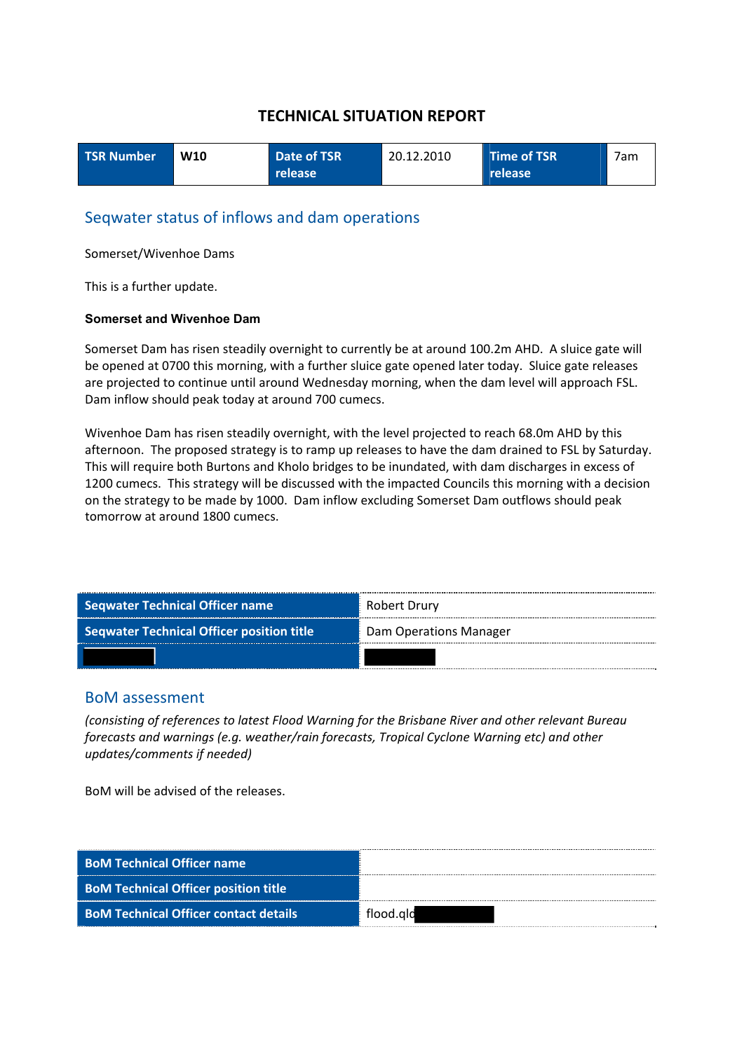# TECHNICAL SITUATION REPORT

| TSR Number | W10 | Date of TSR release | 20.12.2010 | Time of TSR release | 7am |
|---|---|---|---|---|---|

## Seqwater status of inflows and dam operations

Somerset/Wivenhoe Dams

This is a further update.

**Somerset and Wivenhoe Dam**

Somerset Dam has risen steadily overnight to currently be at around 100.2m AHD. A sluice gate will be opened at 0700 this morning, with a further sluice gate opened later today. Sluice gate releases are projected to continue until around Wednesday morning, when the dam level will approach FSL. Dam inflow should peak today at around 700 cumecs.

Wivenhoe Dam has risen steadily overnight, with the level projected to reach 68.0m AHD by this afternoon. The proposed strategy is to ramp up releases to have the dam drained to FSL by Saturday. This will require both Burtons and Kholo bridges to be inundated, with dam discharges in excess of 1200 cumecs. This strategy will be discussed with the impacted Councils this morning with a decision on the strategy to be made by 1000. Dam inflow excluding Somerset Dam outflows should peak tomorrow at around 1800 cumecs.

| Seqwater Technical Officer name | Robert Drury |
|---|---|
| Seqwater Technical Officer position title | Dam Operations Manager |
| [redacted] | [redacted] |

## BoM assessment

*(consisting of references to latest Flood Warning for the Brisbane River and other relevant Bureau forecasts and warnings (e.g. weather/rain forecasts, Tropical Cyclone Warning etc) and other updates/comments if needed)*

BoM will be advised of the releases.

| BoM Technical Officer name | |
|---|---|
| BoM Technical Officer position title | |
| BoM Technical Officer contact details | flood.qld[redacted] |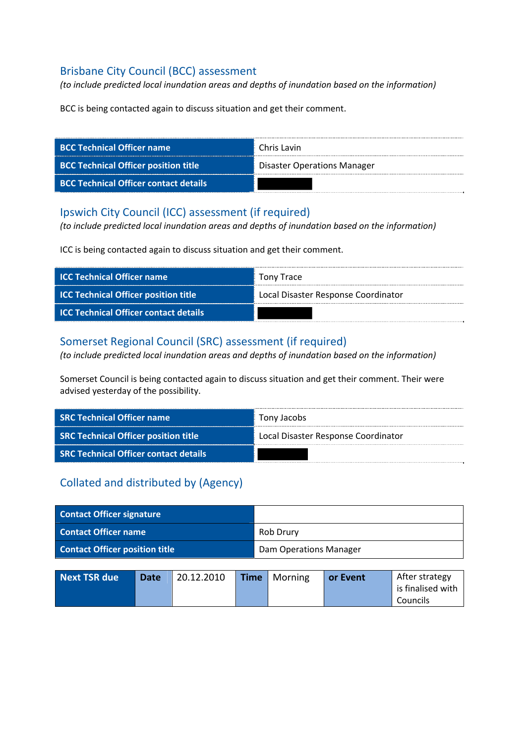## Brisbane City Council (BCC) assessment

*(to include predicted local inundation areas and depths of inundation based on the information)*

BCC is being contacted again to discuss situation and get their comment.

| | |
|---|---|
| **BCC Technical Officer name** | Chris Lavin |
| **BCC Technical Officer position title** | Disaster Operations Manager |
| **BCC Technical Officer contact details** | |

## Ipswich City Council (ICC) assessment (if required)

*(to include predicted local inundation areas and depths of inundation based on the information)*

ICC is being contacted again to discuss situation and get their comment.

| | |
|---|---|
| **ICC Technical Officer name** | Tony Trace |
| **ICC Technical Officer position title** | Local Disaster Response Coordinator |
| **ICC Technical Officer contact details** | |

## Somerset Regional Council (SRC) assessment (if required)

*(to include predicted local inundation areas and depths of inundation based on the information)*

Somerset Council is being contacted again to discuss situation and get their comment. Their were advised yesterday of the possibility.

| | |
|---|---|
| **SRC Technical Officer name** | Tony Jacobs |
| **SRC Technical Officer position title** | Local Disaster Response Coordinator |
| **SRC Technical Officer contact details** | |

## Collated and distributed by (Agency)

| | |
|---|---|
| **Contact Officer signature** | |
| **Contact Officer name** | Rob Drury |
| **Contact Officer position title** | Dam Operations Manager |

| | | | | | | |
|---|---|---|---|---|---|---|
| **Next TSR due** | **Date** | 20.12.2010 | **Time** | Morning | **or Event** | After strategy is finalised with Councils |